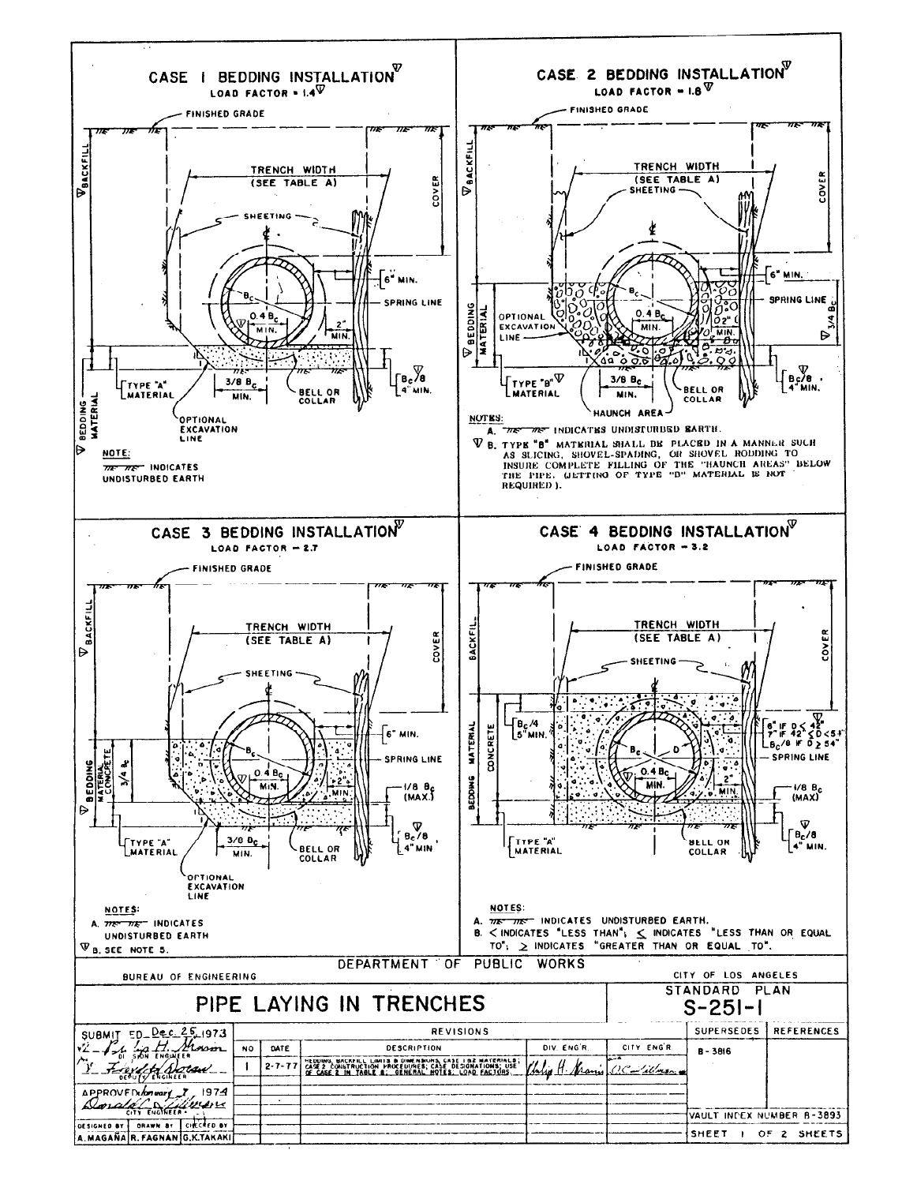## CASE 1 BEDDING INSTALLATION ▽

LOAD FACTOR = 1.4▽

FINISHED GRADE

▽ BACKFILL

TRENCH WIDTH (SEE TABLE A)

COVER

SHEETING

6" MIN.

$B_c$

SPRING LINE

0.4 $B_c$ MIN.

2" MIN.

TYPE "A" MATERIAL

3/8 $B_c$ MIN.

BELL OR COLLAR

$B_c/8$ ▽, 4" MIN.

▽ BEDDING MATERIAL

OPTIONAL EXCAVATION LINE

NOTE:

INDICATES UNDISTURBED EARTH

## CASE 2 BEDDING INSTALLATION ▽

LOAD FACTOR = 1.8 ▽

FINISHED GRADE

▽ BACKFILL

TRENCH WIDTH (SEE TABLE A)

SHEETING

COVER

6" MIN.

$B_c$

SPRING LINE

▽ BEDDING MATERIAL

OPTIONAL EXCAVATION LINE

0.4 $B_c$ MIN.

2" MIN.

▽ 3/4 $B_c$

TYPE "B" ▽ MATERIAL

3/8 $B_c$ MIN.

BELL OR COLLAR

$B_c/8$ ▽, 4" MIN.

HAUNCH AREA

NOTES:

A. INDICATES UNDISTURBED EARTH.

▽ B. TYPE "B" MATERIAL SHALL BE PLACED IN A MANNER SUCH AS SLICING, SHOVEL-SPADING, OR SHOVEL RODDING TO INSURE COMPLETE FILLING OF THE "HAUNCH AREAS" BELOW THE PIPE. (JETTING OF TYPE "B" MATERIAL IS NOT REQUIRED).

## CASE 3 BEDDING INSTALLATION ▽

LOAD FACTOR = 2.7

FINISHED GRADE

▽ BACKFILL

TRENCH WIDTH (SEE TABLE A)

COVER

SHEETING

6" MIN.

$B_c$

SPRING LINE

▽ BEDDING MATERIAL CONCRETE

3/4 $B_c$

0.4 $B_c$ MIN.

2" MIN.

1/8 $B_c$ (MAX.)

TYPE "A" MATERIAL

3/8 $B_c$ MIN.

BELL OR COLLAR

$B_c/8$ ▽, 4" MIN

OPTIONAL EXCAVATION LINE

NOTES:

A. INDICATES UNDISTURBED EARTH

▽ B. SEE NOTE 5.

## CASE 4 BEDDING INSTALLATION ▽

LOAD FACTOR = 3.2

FINISHED GRADE

BACKFILL

TRENCH WIDTH (SEE TABLE A)

COVER

SHEETING

BEDDING MATERIAL CONCRETE

$B_c/4$, 5" MIN.

$B_c$

D

6" IF D < 42"
7" IF 42" ≤ D < 54"
$B_c/8$ IF D ≥ 54" ▽

SPRING LINE

0.4 $B_c$ MIN.

2" MIN.

1/8 $B_c$ (MAX)

TYPE "A" MATERIAL

BELL OR COLLAR

$B_c/8$ ▽, 4" MIN.

NOTES:

A. INDICATES UNDISTURBED EARTH.

B. < INDICATES "LESS THAN"; ≤ INDICATES "LESS THAN OR EQUAL TO"; ≥ INDICATES "GREATER THAN OR EQUAL TO".

---

DEPARTMENT OF PUBLIC WORKS

BUREAU OF ENGINEERING — CITY OF LOS ANGELES

# PIPE LAYING IN TRENCHES

STANDARD PLAN S-251-1

SUBMITTED Dec. 25, 1973
Philip H. Moran — DIVISION ENGINEER
Friedel Nolan — DEPUTY ENGINEER

APPROVED January 7, 1974
Donald C. Tillman — CITY ENGINEER

| DESIGNED BY | DRAWN BY | CHECKED BY |
|---|---|---|
| A. MAGAÑA | R. FAGNAN | G.K. TAKAKI |

| NO | DATE | DESCRIPTION | DIV ENG'R. | CITY ENG'R. |
|---|---|---|---|---|
| 1 | 2-7-77 | BEDDING, BACKFILL LIMITS & DIMENSIONS, CASE 1 & 2 MATERIALS; CASE 2 CONSTRUCTION PROCEDURES; CASE DESIGNATIONS; USE OF CASE 2 IN TABLE B; GENERAL NOTES, LOAD FACTORS | Philip H. Moran | D.C. Tillman |

| SUPERSEDES | REFERENCES |
|---|---|
| B-3816 | |

VAULT INDEX NUMBER B-3893

SHEET 1 OF 2 SHEETS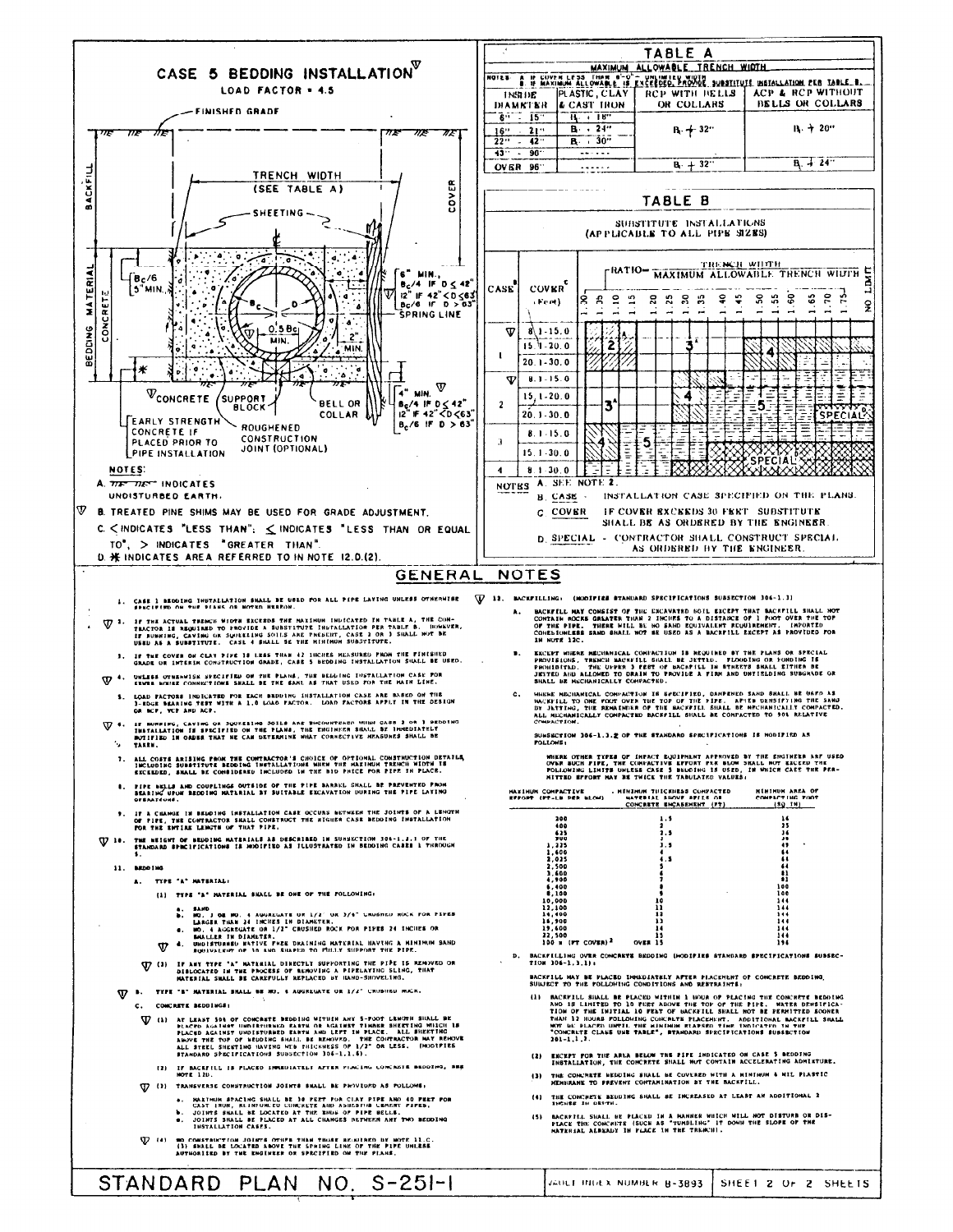# CASE 5 BEDDING INSTALLATION ▽

LOAD FACTOR = 4.5

FINISHED GRADE

BACKFILL

COVER

TRENCH WIDTH (SEE TABLE A)

SHEETING

BEDDING MATERIAL CONCRETE

$B_c/6$ 3" MIN.

6" MIN., $B_c/4$ IF $D \le 42"$, 12" IF $42" < D \le 63"$, $B_c/6$ IF $D > 63"$

SPRING LINE

$0.5 B_c$ MIN.

2" MIN.

▽CONCRETE

SUPPORT BLOCK

BELL OR COLLAR

4" MIN. ▽ $B_c/4$ IF $D \le 42"$, 12" IF $42" < D < 63"$, $B_c/6$ IF $D > 63"$

EARLY STRENGTH CONCRETE IF PLACED PRIOR TO PIPE INSTALLATION

ROUGHENED CONSTRUCTION JOINT (OPTIONAL)

NOTES:

A. INDICATES UNDISTURBED EARTH.

▽ B. TREATED PINE SHIMS MAY BE USED FOR GRADE ADJUSTMENT.

C. < INDICATES "LESS THAN"; ≤ INDICATES "LESS THAN OR EQUAL TO", > INDICATES "GREATER THAN".

D. * INDICATES AREA REFERRED TO IN NOTE 12.D.(2).

## TABLE A

MAXIMUM ALLOWABLE TRENCH WIDTH

NOTES: A. IF COVER LESS THAN 8'-0" - UNLIMITED WIDTH
B. IF MAXIMUM ALLOWABLE IS EXCEEDED, PROVIDE SUBSTITUTE INSTALLATION PER TABLE B.

| INSIDE DIAMETER | PLASTIC, CLAY & CAST IRON | RCP WITH BELLS OR COLLARS | ACP & RCP WITHOUT BELLS OR COLLARS |
|---|---|---|---|
| 6" - 15" | $B_c$ + 18" | $B_c$ + 32" | $B_c$ + 20" |
| 16" - 21" | $B_c$ + 24" | | |
| 22" - 42" | $B_c$ + 30" | | |
| 43" - 90" | ------ | | |
| OVER 96" | ------ | $B_c$ + 32" | $B_c$ + 24" |

## TABLE B

SUBSTITUTE INSTALLATIONS (APPLICABLE TO ALL PIPE SIZES)

RATIO = TRENCH WIDTH / MAXIMUM ALLOWABLE TRENCH WIDTH

| CASE[B] | COVER[C] (Feet) | 1.00 – 1.75 … NO LIMIT |
|---|---|---|
| ▽ | 8.1-15.0 | 2, 3, 4 |
| 1 | 15.1-20.0 | |
| | 20.1-30.0 | |
| ▽ | 8.1-15.0 | 3, 4, 5, SPECIAL |
| 2 | 15.1-20.0 | |
| | 20.1-30.0 | |
| 3 | 8.1-15.0 | 4, 5, SPECIAL |
| | 15.1-30.0 | |
| 4 | 8.1-30.0 | |

Ratio column headings: 1.00, 1.05, 1.10, 1.15, 1.20, 1.25, 1.30, 1.35, 1.40, 1.45, 1.50, 1.55, 1.60, 1.65, 1.70, 1.75, NO LIMIT

NOTES A. SEE NOTE 2.
B. CASE - INSTALLATION CASE SPECIFIED ON THE PLANS.
C. COVER - IF COVER EXCEEDS 30 FEET SUBSTITUTE SHALL BE AS ORDERED BY THE ENGINEER.
D. SPECIAL - CONTRACTOR SHALL CONSTRUCT SPECIAL AS ORDERED BY THE ENGINEER.

## GENERAL NOTES

1. CASE 1 BEDDING INSTALLATION SHALL BE USED FOR ALL PIPE LAYING UNLESS OTHERWISE SPECIFIED ON THE PLANS OR NOTED HEREON.

▽ 2. IF THE ACTUAL TRENCH WIDTH EXCEEDS THE MAXIMUM INDICATED IN TABLE A, THE CONTRACTOR IS REQUIRED TO PROVIDE A SUBSTITUTE INSTALLATION PER TABLE B. HOWEVER, IF RUNNING, CAVING OR SQUEEZING SOILS ARE PRESENT, CASE 2 OR 3 SHALL NOT BE USED AS A SUBSTITUTE. CASE 4 SHALL BE THE MINIMUM SUBSTITUTE.

3. IF THE COVER OR CLAY PIPE IS LESS THAN 42 INCHES MEASURED FROM THE FINISHED GRADE OR INTERIM CONSTRUCTION GRADE, CASE 5 BEDDING INSTALLATION SHALL BE USED.

▽ 4. UNLESS OTHERWISE SPECIFIED ON THE PLANS, THE BEDDING INSTALLATION CASE FOR SEWER HOUSE CONNECTIONS SHALL BE THE SAME AS THAT USED FOR THE MAIN LINE.

5. LOAD FACTORS INDICATED FOR EACH BEDDING INSTALLATION CASE ARE BASED ON THE 3-EDGE BEARING TEST WITH A 1.0 LOAD FACTOR. LOAD FACTORS APPLY IN THE DESIGN OF RCP, VCP AND ACP.

▽ 6. IF RUNNING, CAVING OR SQUEEZING SOILS ARE ENCOUNTERED WHEN CASE 2 OR 3 BEDDING INSTALLATION IS SPECIFIED ON THE PLANS, THE ENGINEER SHALL BE IMMEDIATELY NOTIFIED IN ORDER THAT HE CAN DETERMINE WHAT CORRECTIVE MEASURES SHALL BE TAKEN.

7. ALL COSTS ARISING FROM THE CONTRACTOR'S CHOICE OF OPTIONAL CONSTRUCTION DETAILS, INCLUDING SUBSTITUTE BEDDING INSTALLATIONS WHEN THE MAXIMUM TRENCH WIDTH IS EXCEEDED, SHALL BE CONSIDERED INCLUDED IN THE BID PRICE FOR PIPE IN PLACE.

8. PIPE BELLS AND COUPLINGS OUTSIDE OF THE PIPE BARREL SHALL BE PREVENTED FROM BEARING UPON BEDDING MATERIAL BY SUITABLE EXCAVATION DURING THE PIPE LAYING OPERATIONS.

9. IF A CHANGE IN BEDDING INSTALLATION CASE OCCURS BETWEEN THE JOINTS OF A LENGTH OF PIPE, THE CONTRACTOR SHALL CONSTRUCT THE HIGHER CASE BEDDING INSTALLATION FOR THE ENTIRE LENGTH OF THAT PIPE.

▽ 10. THE HEIGHT OF BEDDING MATERIALS AS DESCRIBED IN SUBSECTION 306-1.2.1 OF THE STANDARD SPECIFICATIONS IS MODIFIED AS ILLUSTRATED IN BEDDING CASES 1 THROUGH 5.

11. BEDDING

A. TYPE "A" MATERIAL:

(1) TYPE "A" MATERIAL SHALL BE ONE OF THE FOLLOWING:

a. SAND
b. NO. 3 OR NO. 4 AGGREGATE OR 1/2" OR 3/4" CRUSHED ROCK FOR PIPES LARGER THAN 24 INCHES IN DIAMETER.
c. NO. 4 AGGREGATE OR 1/2" CRUSHED ROCK FOR PIPES 24 INCHES OR SMALLER IN DIAMETER.
▽ d. UNDISTURBED NATIVE FREE DRAINING MATERIAL HAVING A MINIMUM SAND EQUIVALENT OF 30 AND SHAPED TO FULLY SUPPORT THE PIPE.

▽ (2) IF ANY TYPE "A" MATERIAL DIRECTLY SUPPORTING THE PIPE IS REMOVED OR DISLOCATED IN THE PROCESS OF REMOVING A PIPELAYING SLING, THAT MATERIAL SHALL BE CAREFULLY REPLACED BY HAND-SHOVELING.

▽ B. TYPE "B" MATERIAL SHALL BE NO. 4 AGGREGATE OR 1/2" CRUSHED ROCK.

C. CONCRETE BEDDINGS:

▽ (1) AT LEAST 50% OF CONCRETE BEDDING WITHIN ANY 5-FOOT LENGTH SHALL BE PLACED AGAINST UNDISTURBED EARTH OR AGAINST TIMBER SHEETING WHICH IS PLACED AGAINST UNDISTURBED EARTH AND LEFT IN PLACE. ALL SHEETING ABOVE THE TOP OF BEDDING SHALL BE REMOVED. THE CONTRACTOR MAY REMOVE ALL STEEL SHEETING HAVING WEB THICKNESS OF 1/2" OR LESS. (MODIFIES STANDARD SPECIFICATIONS SUBSECTION 306-1.2.6).

(2) IF BACKFILL IS PLACED IMMEDIATELY AFTER PLACING CONCRETE BEDDING, SEE NOTE 12D.

▽ (3) TRANSVERSE CONSTRUCTION JOINTS SHALL BE PROVIDED AS FOLLOWS:

a. MAXIMUM SPACING SHALL BE 30 FEET FOR CLAY PIPE AND 40 FEET FOR CAST IRON, REINFORCED CONCRETE AND ASBESTOS CEMENT PIPES.
b. JOINTS SHALL BE LOCATED AT THE ENDS OF PIPE BELLS.
c. JOINTS SHALL BE PLACED AT ALL CHANGES BETWEEN ANY TWO BEDDING INSTALLATION CASES.

▽ (4) NO CONSTRUCTION JOINTS OTHER THAN THOSE REQUIRED BY NOTE 11.C.(3) SHALL BE LOCATED ABOVE THE SPRING LINE OF THE PIPE UNLESS AUTHORIZED BY THE ENGINEER OR SPECIFIED ON THE PLANS.

▽ 12. BACKFILLING: (MODIFIES STANDARD SPECIFICATIONS SUBSECTION 306-1.3)

A. BACKFILL MAY CONSIST OF THE EXCAVATED SOIL EXCEPT THAT BACKFILL SHALL NOT CONTAIN ROCKS GREATER THAN 2 INCHES TO A DISTANCE OF 1 FOOT OVER THE TOP OF THE PIPE. THERE WILL BE NO SAND EQUIVALENT REQUIREMENT. IMPORTED CONESIONLESS SAND SHALL NOT BE USED AS A BACKFILL EXCEPT AS PROVIDED FOR IN NOTE 12C.

B. EXCEPT WHERE MECHANICAL COMPACTION IS REQUIRED BY THE PLANS OR SPECIAL PROVISIONS, TRENCH BACKFILL SHALL BE JETTED. FLOODING OR PONDING IS PROHIBITED. THE UPPER 3 FEET OF BACKFILL IN STREETS SHALL EITHER BE JETTED AND ALLOWED TO DRAIN TO PROVIDE A FIRM AND UNYIELDING SUBGRADE OR SHALL BE MECHANICALLY COMPACTED.

C. WHERE MECHANICAL COMPACTION IS SPECIFIED, DAMPENED SAND SHALL BE USED AS BACKFILL TO ONE FOOT OVER THE TOP OF THE PIPE. AFTER DENSIFYING THE SAND BY JETTING, THE REMAINDER OF THE BACKFILL SHALL BE MECHANICALLY COMPACTED. ALL MECHANICALLY COMPACTED BACKFILL SHALL BE COMPACTED TO 90% RELATIVE COMPACTION.

SUBSECTION 306-1.3.2 OF THE STANDARD SPECIFICATIONS IS MODIFIED AS FOLLOWS:

WHERE OTHER TYPES OF IMPACT EQUIPMENT APPROVED BY THE ENGINEER ARE USED OVER SUCH PIPE, THE COMPACTIVE EFFORT PER BLOW SHALL NOT EXCEED THE FOLLOWING LIMITS UNLESS CASE 5 BEDDING IS USED, IN WHICH CASE THE PERMITTED EFFORT MAY BE TWICE THE TABULATED VALUES:

| MAXIMUM COMPACTIVE EFFORT (FT-LB PER BLOW) | MINIMUM THICKNESS COMPACTED MATERIAL ABOVE SPILS OR CONCRETE ENCASEMENT (FT) | MINIMUM AREA OF COMPACTING FOOT (SQ IN) |
|---|---|---|
| 200 | 1.5 | 16 |
| 400 | 2 | 25 |
| 625 | 2.5 | 36 |
| 900 | 3 | 36 |
| 1,225 | 3.5 | 49 |
| 1,600 | 4 | 64 |
| 2,025 | 4.5 | 64 |
| 2,500 | 5 | 64 |
| 3,600 | 6 | 81 |
| 4,900 | 7 | 81 |
| 6,400 | 8 | 100 |
| 8,100 | 9 | 100 |
| 10,000 | 10 | 144 |
| 12,100 | 11 | 144 |
| 14,400 | 12 | 144 |
| 16,900 | 13 | 144 |
| 19,600 | 14 | 144 |
| 22,500 | 15 | 144 |
| 100 x (FT COVER)[2] | OVER 15 | 196 |

D. BACKFILLING OVER CONCRETE BEDDING (MODIFIES STANDARD SPECIFICATIONS SUBSECTION 306-1.3.1):

BACKFILL MAY BE PLACED IMMEDIATELY AFTER PLACEMENT OF CONCRETE BEDDING, SUBJECT TO THE FOLLOWING CONDITIONS AND RESTRAINTS:

(1) BACKFILL SHALL BE PLACED WITHIN 1 HOUR OF PLACING THE CONCRETE BEDDING AND IS LIMITED TO 10 FEET ABOVE THE TOP OF THE PIPE. WATER DENSIFICATION OF THE INITIAL 10 FEET OF BACKFILL SHALL NOT BE PERMITTED SOONER THAN 12 HOURS FOLLOWING CONCRETE PLACEMENT. ADDITIONAL BACKFILL SHALL NOT BE PLACED UNTIL THE MINIMUM ELAPSED TIME INDICATED IN THE "CONCRETE CLASS USE TABLE", STANDARD SPECIFICATIONS SUBSECTION 201-1.1.3.

(2) EXCEPT FOR THE AREA BELOW THE PIPE INDICATED ON CASE 5 BEDDING INSTALLATION, THE CONCRETE SHALL NOT CONTAIN ACCELERATING ADMIXTURE.

(3) THE CONCRETE BEDDING SHALL BE COVERED WITH A MINIMUM 4 MIL PLASTIC MEMBRANE TO PREVENT CONTAMINATION BY THE BACKFILL.

(4) THE CONCRETE BEDDING SHALL BE INCREASED AT LEAST AN ADDITIONAL 2 INCHES IN DEPTH.

(5) BACKFILL SHALL BE PLACED IN A MANNER WHICH WILL NOT DISTURB OR DISPLACE THE CONCRETE (SUCH AS "TUMBLING" IT DOWN THE SLOPE OF THE MATERIAL ALREADY IN PLACE IN THE TRENCH).

STANDARD PLAN NO. S-251-1

VAULT INDEX NUMBER B-3893

SHEET 2 OF 2 SHEETS